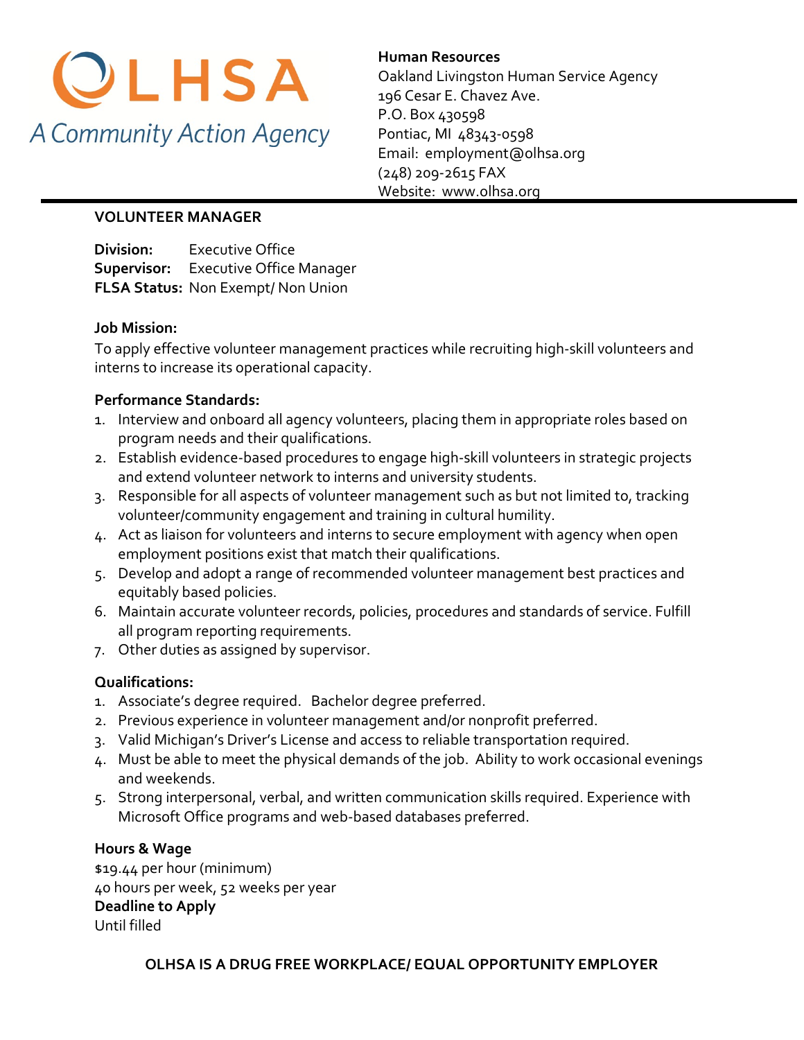# OLHSA

*A Community Action Agency*

**Human Resources**
Oakland Livingston Human Service Agency
196 Cesar E. Chavez Ave.
P.O. Box 430598
Pontiac, MI 48343-0598
Email: employment@olhsa.org
(248) 209-2615 FAX
Website: www.olhsa.org

---

## VOLUNTEER MANAGER

**Division:** Executive Office
**Supervisor:** Executive Office Manager
**FLSA Status:** Non Exempt/ Non Union

**Job Mission:**
To apply effective volunteer management practices while recruiting high-skill volunteers and interns to increase its operational capacity.

**Performance Standards:**

1. Interview and onboard all agency volunteers, placing them in appropriate roles based on program needs and their qualifications.
2. Establish evidence-based procedures to engage high-skill volunteers in strategic projects and extend volunteer network to interns and university students.
3. Responsible for all aspects of volunteer management such as but not limited to, tracking volunteer/community engagement and training in cultural humility.
4. Act as liaison for volunteers and interns to secure employment with agency when open employment positions exist that match their qualifications.
5. Develop and adopt a range of recommended volunteer management best practices and equitably based policies.
6. Maintain accurate volunteer records, policies, procedures and standards of service. Fulfill all program reporting requirements.
7. Other duties as assigned by supervisor.

**Qualifications:**

1. Associate's degree required. Bachelor degree preferred.
2. Previous experience in volunteer management and/or nonprofit preferred.
3. Valid Michigan's Driver's License and access to reliable transportation required.
4. Must be able to meet the physical demands of the job. Ability to work occasional evenings and weekends.
5. Strong interpersonal, verbal, and written communication skills required. Experience with Microsoft Office programs and web-based databases preferred.

**Hours & Wage**
$19.44 per hour (minimum)
40 hours per week, 52 weeks per year

**Deadline to Apply**
Until filled

**OLHSA IS A DRUG FREE WORKPLACE/ EQUAL OPPORTUNITY EMPLOYER**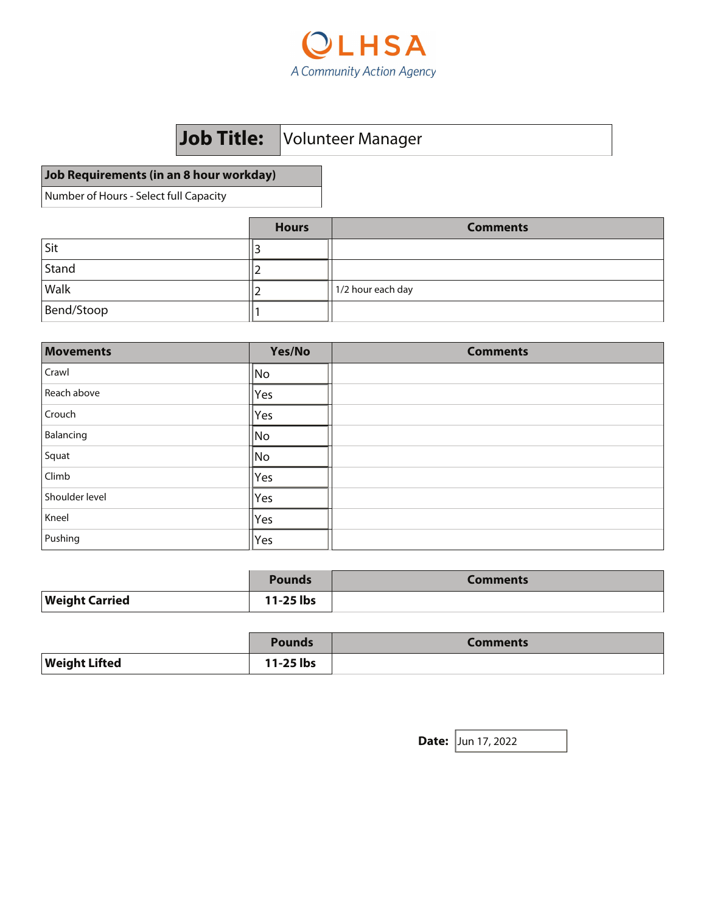LHSA

*A Community Action Agency*

| **Job Title:** | Volunteer Manager |
|---|---|

| **Job Requirements (in an 8 hour workday)** |
|---|
| Number of Hours - Select full Capacity |

| | Hours | Comments |
|---|---|---|
| Sit | 3 | |
| Stand | 2 | |
| Walk | 2 | 1/2 hour each day |
| Bend/Stoop | 1 | |

| Movements | Yes/No | Comments |
|---|---|---|
| Crawl | No | |
| Reach above | Yes | |
| Crouch | Yes | |
| Balancing | No | |
| Squat | No | |
| Climb | Yes | |
| Shoulder level | Yes | |
| Kneel | Yes | |
| Pushing | Yes | |

| | Pounds | Comments |
|---|---|---|
| **Weight Carried** | **11-25 lbs** | |

| | Pounds | Comments |
|---|---|---|
| **Weight Lifted** | **11-25 lbs** | |

**Date:** Jun 17, 2022